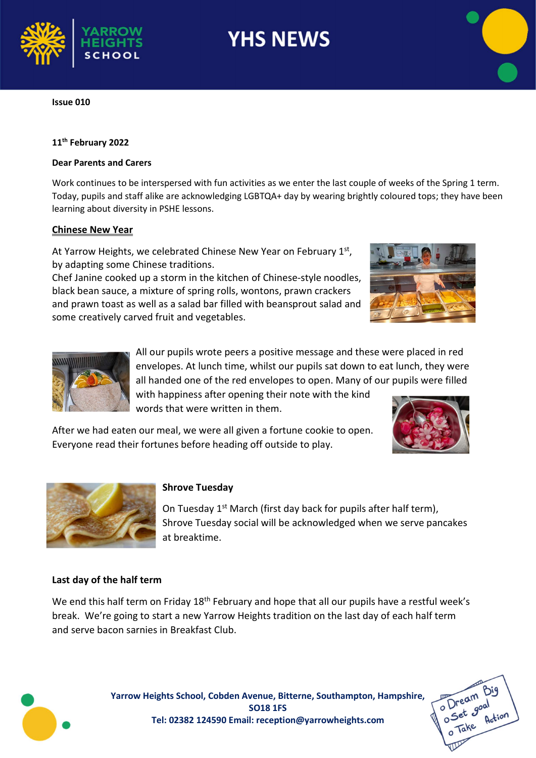# YHS NEWS

**Issue 010**

**11th February 2022**

**Dear Parents and Carers**

Work continues to be interspersed with fun activities as we enter the last couple of weeks of the Spring 1 term. Today, pupils and staff alike are acknowledging LGBTQA+ day by wearing brightly coloured tops; they have been learning about diversity in PSHE lessons.

## Chinese New Year

At Yarrow Heights, we celebrated Chinese New Year on February 1st, by adapting some Chinese traditions.
Chef Janine cooked up a storm in the kitchen of Chinese-style noodles, black bean sauce, a mixture of spring rolls, wontons, prawn crackers and prawn toast as well as a salad bar filled with beansprout salad and some creatively carved fruit and vegetables.

All our pupils wrote peers a positive message and these were placed in red envelopes. At lunch time, whilst our pupils sat down to eat lunch, they were all handed one of the red envelopes to open. Many of our pupils were filled with happiness after opening their note with the kind words that were written in them.

After we had eaten our meal, we were all given a fortune cookie to open. Everyone read their fortunes before heading off outside to play.

## Shrove Tuesday

On Tuesday 1st March (first day back for pupils after half term), Shrove Tuesday social will be acknowledged when we serve pancakes at breaktime.

## Last day of the half term

We end this half term on Friday 18th February and hope that all our pupils have a restful week's break. We're going to start a new Yarrow Heights tradition on the last day of each half term and serve bacon sarnies in Breakfast Club.

**Yarrow Heights School, Cobden Avenue, Bitterne, Southampton, Hampshire, SO18 1FS**
**Tel: 02382 124590 Email: reception@yarrowheights.com**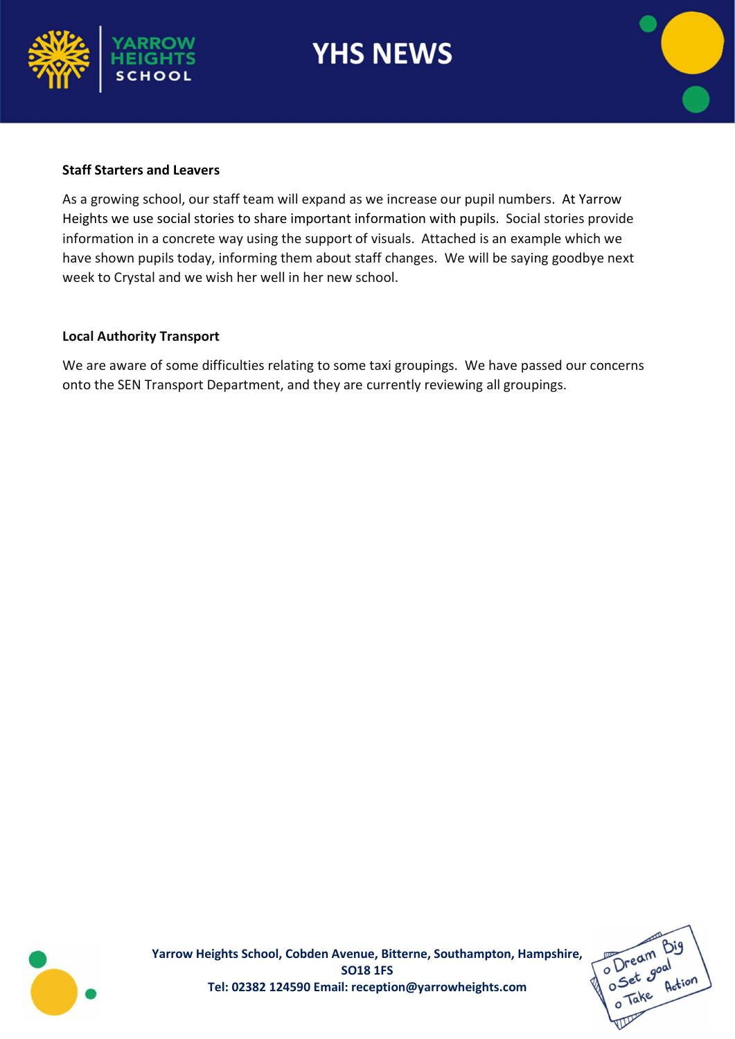**Staff Starters and Leavers**

As a growing school, our staff team will expand as we increase our pupil numbers. At Yarrow Heights we use social stories to share important information with pupils. Social stories provide information in a concrete way using the support of visuals. Attached is an example which we have shown pupils today, informing them about staff changes. We will be saying goodbye next week to Crystal and we wish her well in her new school.

**Local Authority Transport**

We are aware of some difficulties relating to some taxi groupings. We have passed our concerns onto the SEN Transport Department, and they are currently reviewing all groupings.